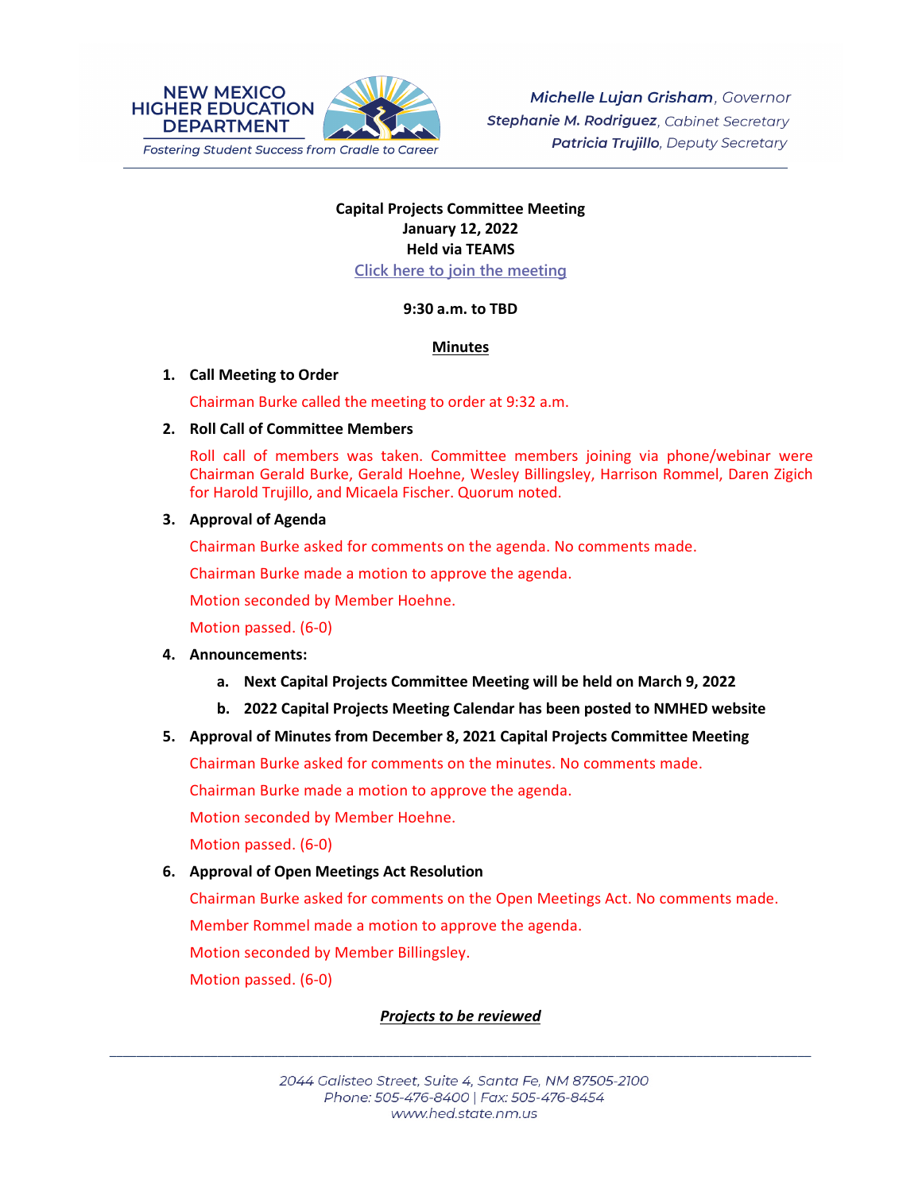NEW MEXICO HIGHER EDUCATION DEPARTMENT

*Fostering Student Success from Cradle to Career*

***Michelle Lujan Grisham**, Governor*
***Stephanie M. Rodriguez**, Cabinet Secretary*
***Patricia Trujillo**, Deputy Secretary*

**Capital Projects Committee Meeting**
**January 12, 2022**
**Held via TEAMS**
[Click here to join the meeting]

**9:30 a.m. to TBD**

**Minutes**

1. **Call Meeting to Order**

   Chairman Burke called the meeting to order at 9:32 a.m.

2. **Roll Call of Committee Members**

   Roll call of members was taken. Committee members joining via phone/webinar were Chairman Gerald Burke, Gerald Hoehne, Wesley Billingsley, Harrison Rommel, Daren Zigich for Harold Trujillo, and Micaela Fischer. Quorum noted.

3. **Approval of Agenda**

   Chairman Burke asked for comments on the agenda. No comments made.

   Chairman Burke made a motion to approve the agenda.

   Motion seconded by Member Hoehne.

   Motion passed. (6-0)

4. **Announcements:**
   a. **Next Capital Projects Committee Meeting will be held on March 9, 2022**
   b. **2022 Capital Projects Meeting Calendar has been posted to NMHED website**

5. **Approval of Minutes from December 8, 2021 Capital Projects Committee Meeting**

   Chairman Burke asked for comments on the minutes. No comments made.

   Chairman Burke made a motion to approve the agenda.

   Motion seconded by Member Hoehne.

   Motion passed. (6-0)

6. **Approval of Open Meetings Act Resolution**

   Chairman Burke asked for comments on the Open Meetings Act. No comments made.

   Member Rommel made a motion to approve the agenda.

   Motion seconded by Member Billingsley.

   Motion passed. (6-0)

***Projects to be reviewed***

2044 Galisteo Street, Suite 4, Santa Fe, NM 87505-2100
Phone: 505-476-8400 | Fax: 505-476-8454
www.hed.state.nm.us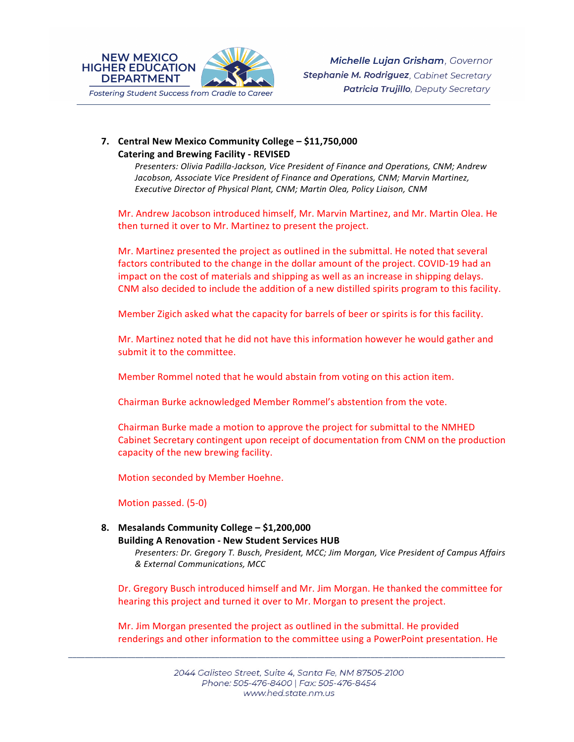7. **Central New Mexico Community College – $11,750,000**
   **Catering and Brewing Facility - REVISED**
   *Presenters: Olivia Padilla-Jackson, Vice President of Finance and Operations, CNM; Andrew Jacobson, Associate Vice President of Finance and Operations, CNM; Marvin Martinez, Executive Director of Physical Plant, CNM; Martin Olea, Policy Liaison, CNM*

   Mr. Andrew Jacobson introduced himself, Mr. Marvin Martinez, and Mr. Martin Olea. He then turned it over to Mr. Martinez to present the project.

   Mr. Martinez presented the project as outlined in the submittal. He noted that several factors contributed to the change in the dollar amount of the project. COVID-19 had an impact on the cost of materials and shipping as well as an increase in shipping delays. CNM also decided to include the addition of a new distilled spirits program to this facility.

   Member Zigich asked what the capacity for barrels of beer or spirits is for this facility.

   Mr. Martinez noted that he did not have this information however he would gather and submit it to the committee.

   Member Rommel noted that he would abstain from voting on this action item.

   Chairman Burke acknowledged Member Rommel's abstention from the vote.

   Chairman Burke made a motion to approve the project for submittal to the NMHED Cabinet Secretary contingent upon receipt of documentation from CNM on the production capacity of the new brewing facility.

   Motion seconded by Member Hoehne.

   Motion passed. (5-0)

8. **Mesalands Community College – $1,200,000**
   **Building A Renovation - New Student Services HUB**
   *Presenters: Dr. Gregory T. Busch, President, MCC; Jim Morgan, Vice President of Campus Affairs & External Communications, MCC*

   Dr. Gregory Busch introduced himself and Mr. Jim Morgan. He thanked the committee for hearing this project and turned it over to Mr. Morgan to present the project.

   Mr. Jim Morgan presented the project as outlined in the submittal. He provided renderings and other information to the committee using a PowerPoint presentation. He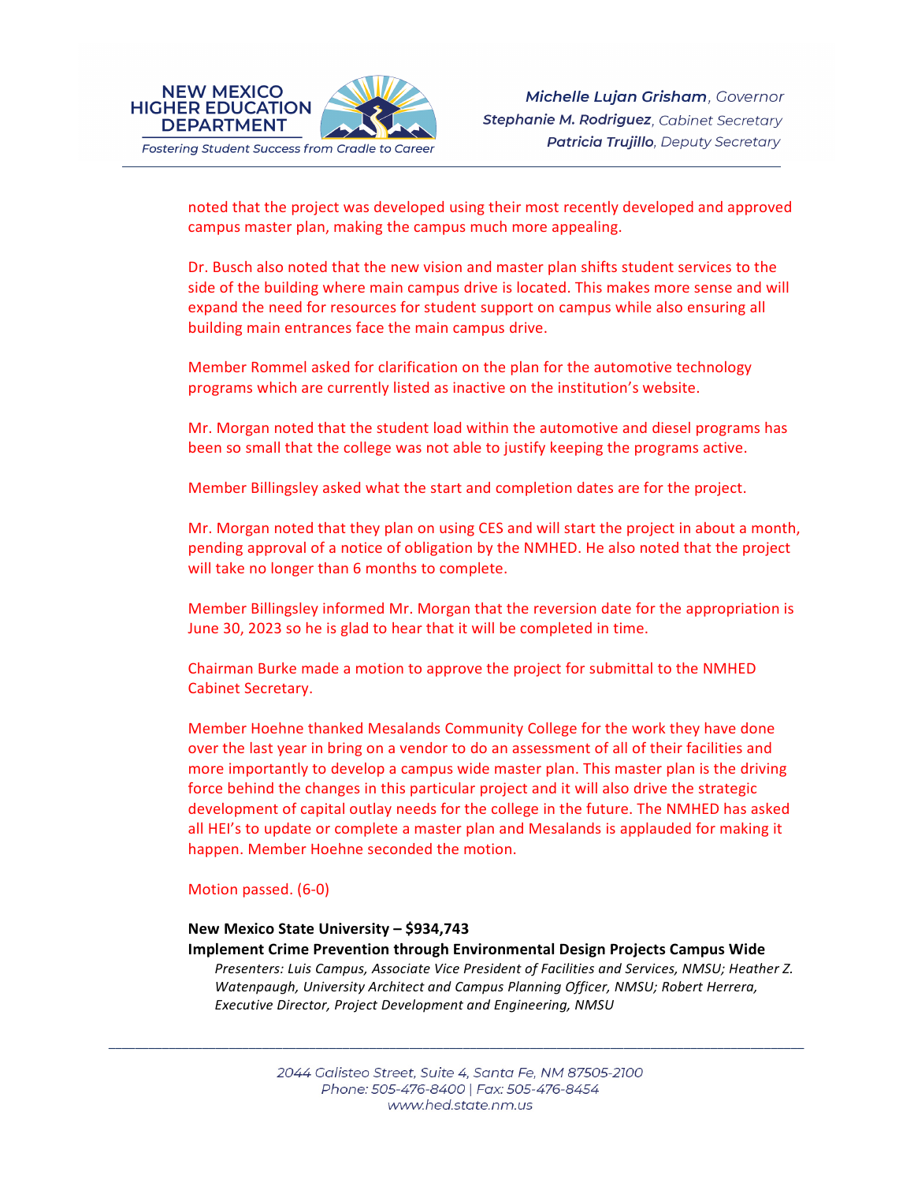noted that the project was developed using their most recently developed and approved campus master plan, making the campus much more appealing.

Dr. Busch also noted that the new vision and master plan shifts student services to the side of the building where main campus drive is located. This makes more sense and will expand the need for resources for student support on campus while also ensuring all building main entrances face the main campus drive.

Member Rommel asked for clarification on the plan for the automotive technology programs which are currently listed as inactive on the institution's website.

Mr. Morgan noted that the student load within the automotive and diesel programs has been so small that the college was not able to justify keeping the programs active.

Member Billingsley asked what the start and completion dates are for the project.

Mr. Morgan noted that they plan on using CES and will start the project in about a month, pending approval of a notice of obligation by the NMHED. He also noted that the project will take no longer than 6 months to complete.

Member Billingsley informed Mr. Morgan that the reversion date for the appropriation is June 30, 2023 so he is glad to hear that it will be completed in time.

Chairman Burke made a motion to approve the project for submittal to the NMHED Cabinet Secretary.

Member Hoehne thanked Mesalands Community College for the work they have done over the last year in bring on a vendor to do an assessment of all of their facilities and more importantly to develop a campus wide master plan. This master plan is the driving force behind the changes in this particular project and it will also drive the strategic development of capital outlay needs for the college in the future. The NMHED has asked all HEI's to update or complete a master plan and Mesalands is applauded for making it happen. Member Hoehne seconded the motion.

Motion passed. (6-0)

**New Mexico State University – $934,743**

**Implement Crime Prevention through Environmental Design Projects Campus Wide**

*Presenters: Luis Campus, Associate Vice President of Facilities and Services, NMSU; Heather Z. Watenpaugh, University Architect and Campus Planning Officer, NMSU; Robert Herrera, Executive Director, Project Development and Engineering, NMSU*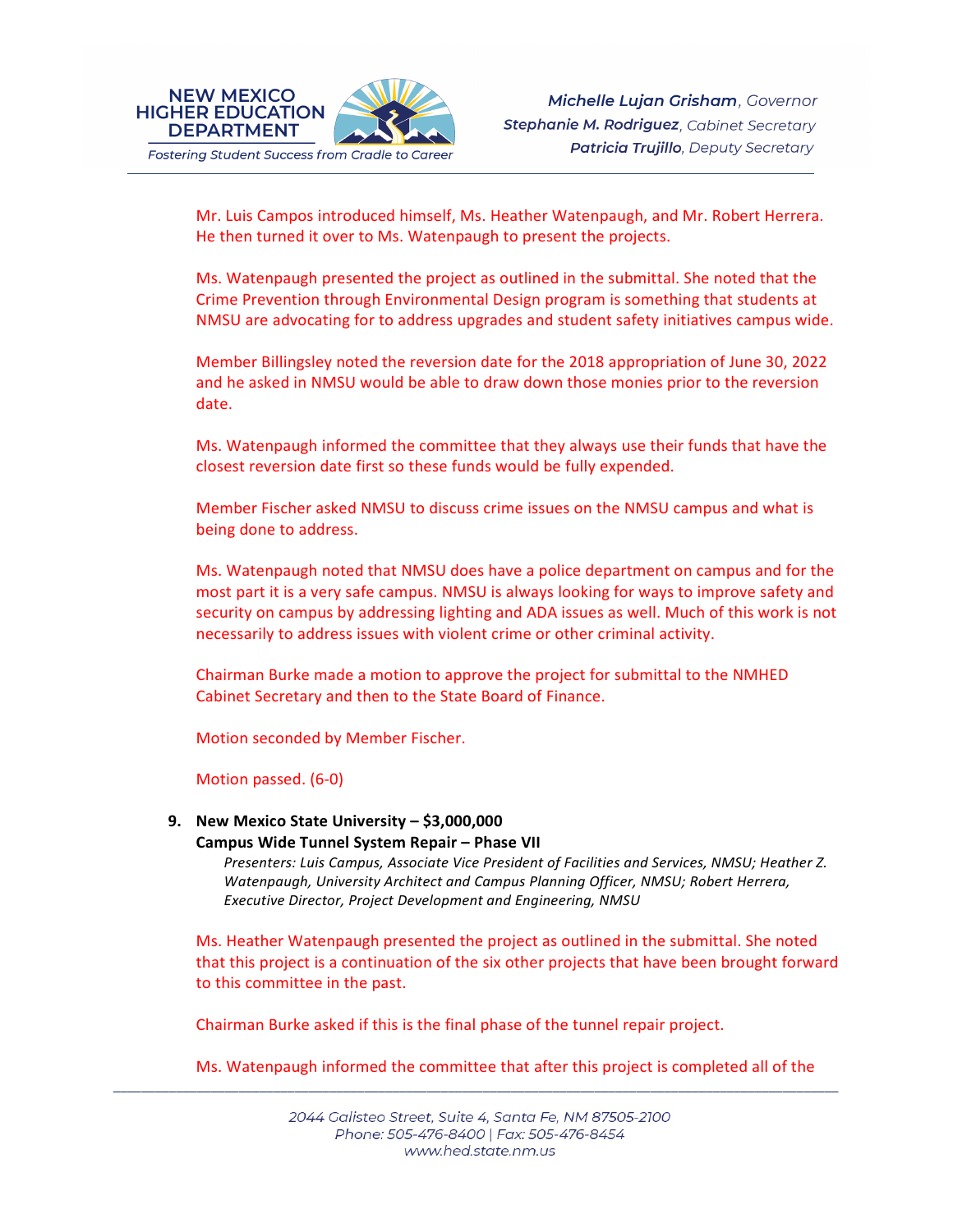Mr. Luis Campos introduced himself, Ms. Heather Watenpaugh, and Mr. Robert Herrera. He then turned it over to Ms. Watenpaugh to present the projects.

Ms. Watenpaugh presented the project as outlined in the submittal. She noted that the Crime Prevention through Environmental Design program is something that students at NMSU are advocating for to address upgrades and student safety initiatives campus wide.

Member Billingsley noted the reversion date for the 2018 appropriation of June 30, 2022 and he asked in NMSU would be able to draw down those monies prior to the reversion date.

Ms. Watenpaugh informed the committee that they always use their funds that have the closest reversion date first so these funds would be fully expended.

Member Fischer asked NMSU to discuss crime issues on the NMSU campus and what is being done to address.

Ms. Watenpaugh noted that NMSU does have a police department on campus and for the most part it is a very safe campus. NMSU is always looking for ways to improve safety and security on campus by addressing lighting and ADA issues as well. Much of this work is not necessarily to address issues with violent crime or other criminal activity.

Chairman Burke made a motion to approve the project for submittal to the NMHED Cabinet Secretary and then to the State Board of Finance.

Motion seconded by Member Fischer.

Motion passed. (6-0)

9. **New Mexico State University – $3,000,000**
   **Campus Wide Tunnel System Repair – Phase VII**
   *Presenters: Luis Campus, Associate Vice President of Facilities and Services, NMSU; Heather Z. Watenpaugh, University Architect and Campus Planning Officer, NMSU; Robert Herrera, Executive Director, Project Development and Engineering, NMSU*

Ms. Heather Watenpaugh presented the project as outlined in the submittal. She noted that this project is a continuation of the six other projects that have been brought forward to this committee in the past.

Chairman Burke asked if this is the final phase of the tunnel repair project.

Ms. Watenpaugh informed the committee that after this project is completed all of the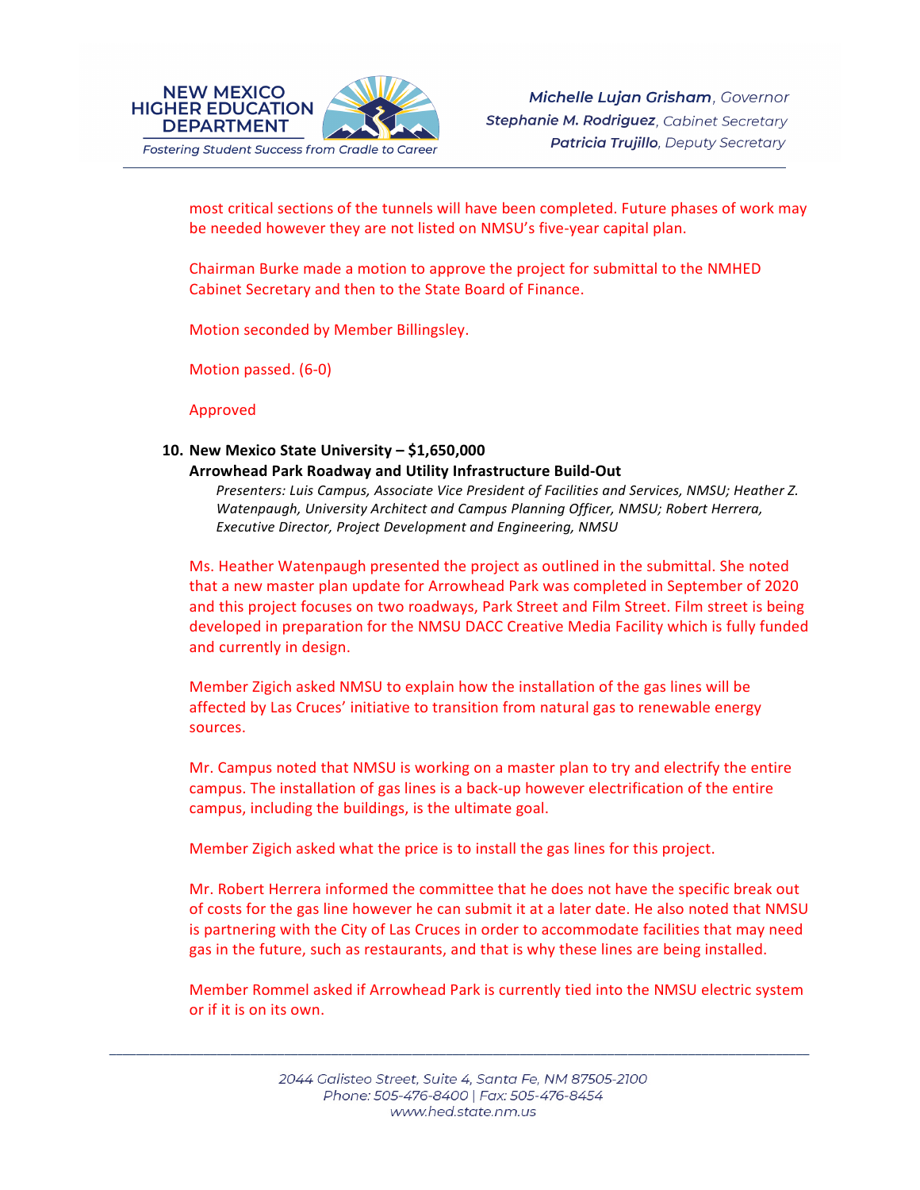most critical sections of the tunnels will have been completed. Future phases of work may be needed however they are not listed on NMSU's five-year capital plan.

Chairman Burke made a motion to approve the project for submittal to the NMHED Cabinet Secretary and then to the State Board of Finance.

Motion seconded by Member Billingsley.

Motion passed. (6-0)

Approved

10. **New Mexico State University – $1,650,000**
    **Arrowhead Park Roadway and Utility Infrastructure Build-Out**
    *Presenters: Luis Campus, Associate Vice President of Facilities and Services, NMSU; Heather Z. Watenpaugh, University Architect and Campus Planning Officer, NMSU; Robert Herrera, Executive Director, Project Development and Engineering, NMSU*

Ms. Heather Watenpaugh presented the project as outlined in the submittal. She noted that a new master plan update for Arrowhead Park was completed in September of 2020 and this project focuses on two roadways, Park Street and Film Street. Film street is being developed in preparation for the NMSU DACC Creative Media Facility which is fully funded and currently in design.

Member Zigich asked NMSU to explain how the installation of the gas lines will be affected by Las Cruces' initiative to transition from natural gas to renewable energy sources.

Mr. Campus noted that NMSU is working on a master plan to try and electrify the entire campus. The installation of gas lines is a back-up however electrification of the entire campus, including the buildings, is the ultimate goal.

Member Zigich asked what the price is to install the gas lines for this project.

Mr. Robert Herrera informed the committee that he does not have the specific break out of costs for the gas line however he can submit it at a later date. He also noted that NMSU is partnering with the City of Las Cruces in order to accommodate facilities that may need gas in the future, such as restaurants, and that is why these lines are being installed.

Member Rommel asked if Arrowhead Park is currently tied into the NMSU electric system or if it is on its own.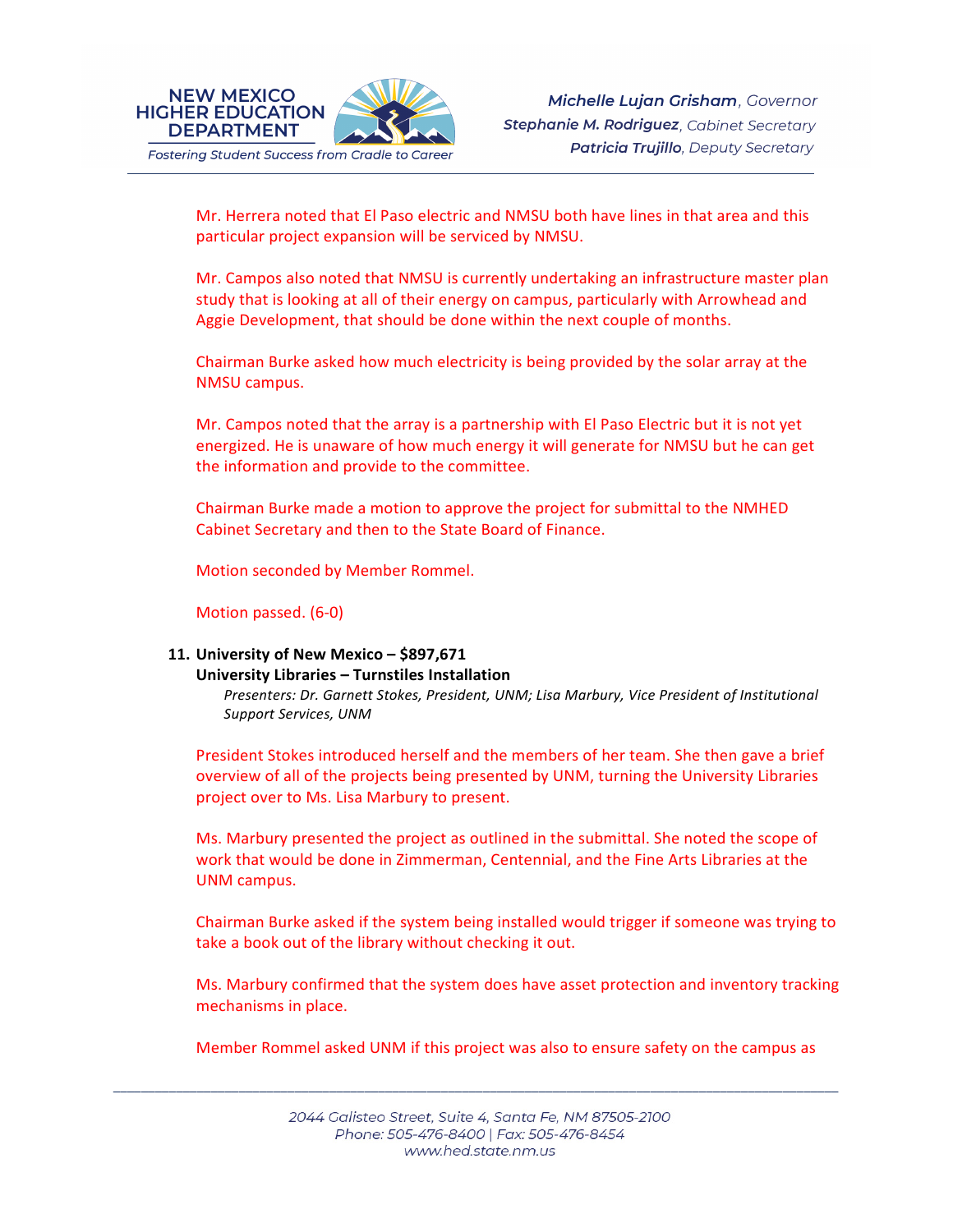Mr. Herrera noted that El Paso electric and NMSU both have lines in that area and this particular project expansion will be serviced by NMSU.

Mr. Campos also noted that NMSU is currently undertaking an infrastructure master plan study that is looking at all of their energy on campus, particularly with Arrowhead and Aggie Development, that should be done within the next couple of months.

Chairman Burke asked how much electricity is being provided by the solar array at the NMSU campus.

Mr. Campos noted that the array is a partnership with El Paso Electric but it is not yet energized. He is unaware of how much energy it will generate for NMSU but he can get the information and provide to the committee.

Chairman Burke made a motion to approve the project for submittal to the NMHED Cabinet Secretary and then to the State Board of Finance.

Motion seconded by Member Rommel.

Motion passed. (6-0)

11. **University of New Mexico – $897,671**
    **University Libraries – Turnstiles Installation**
    *Presenters: Dr. Garnett Stokes, President, UNM; Lisa Marbury, Vice President of Institutional Support Services, UNM*

President Stokes introduced herself and the members of her team. She then gave a brief overview of all of the projects being presented by UNM, turning the University Libraries project over to Ms. Lisa Marbury to present.

Ms. Marbury presented the project as outlined in the submittal. She noted the scope of work that would be done in Zimmerman, Centennial, and the Fine Arts Libraries at the UNM campus.

Chairman Burke asked if the system being installed would trigger if someone was trying to take a book out of the library without checking it out.

Ms. Marbury confirmed that the system does have asset protection and inventory tracking mechanisms in place.

Member Rommel asked UNM if this project was also to ensure safety on the campus as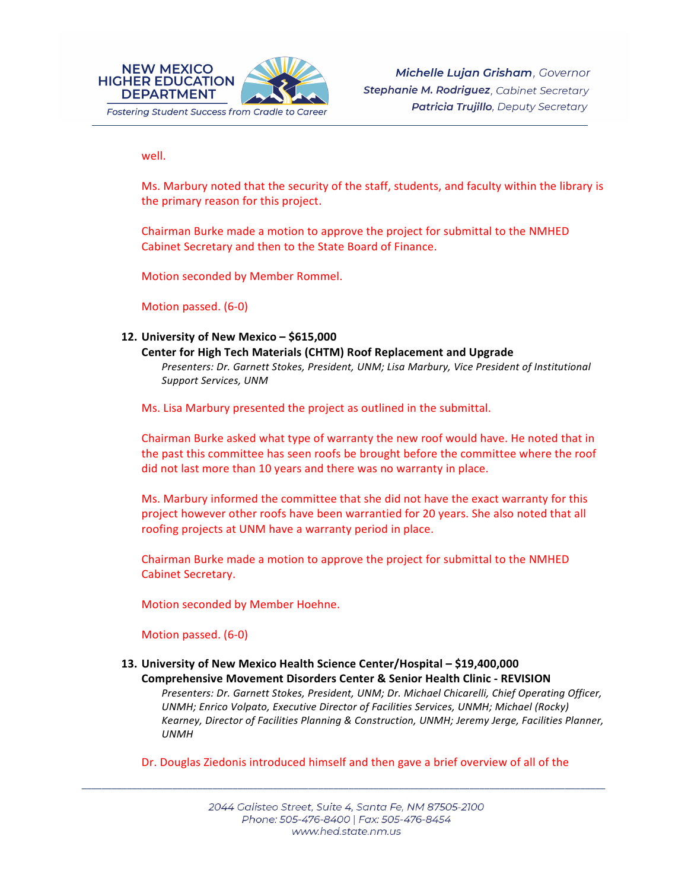well.

Ms. Marbury noted that the security of the staff, students, and faculty within the library is the primary reason for this project.

Chairman Burke made a motion to approve the project for submittal to the NMHED Cabinet Secretary and then to the State Board of Finance.

Motion seconded by Member Rommel.

Motion passed. (6-0)

12. **University of New Mexico – $615,000**
    **Center for High Tech Materials (CHTM) Roof Replacement and Upgrade**
    *Presenters: Dr. Garnett Stokes, President, UNM; Lisa Marbury, Vice President of Institutional Support Services, UNM*

    Ms. Lisa Marbury presented the project as outlined in the submittal.

    Chairman Burke asked what type of warranty the new roof would have. He noted that in the past this committee has seen roofs be brought before the committee where the roof did not last more than 10 years and there was no warranty in place.

    Ms. Marbury informed the committee that she did not have the exact warranty for this project however other roofs have been warrantied for 20 years. She also noted that all roofing projects at UNM have a warranty period in place.

    Chairman Burke made a motion to approve the project for submittal to the NMHED Cabinet Secretary.

    Motion seconded by Member Hoehne.

    Motion passed. (6-0)

13. **University of New Mexico Health Science Center/Hospital – $19,400,000**
    **Comprehensive Movement Disorders Center & Senior Health Clinic - REVISION**
    *Presenters: Dr. Garnett Stokes, President, UNM; Dr. Michael Chicarelli, Chief Operating Officer, UNMH; Enrico Volpato, Executive Director of Facilities Services, UNMH; Michael (Rocky) Kearney, Director of Facilities Planning & Construction, UNMH; Jeremy Jerge, Facilities Planner, UNMH*

    Dr. Douglas Ziedonis introduced himself and then gave a brief overview of all of the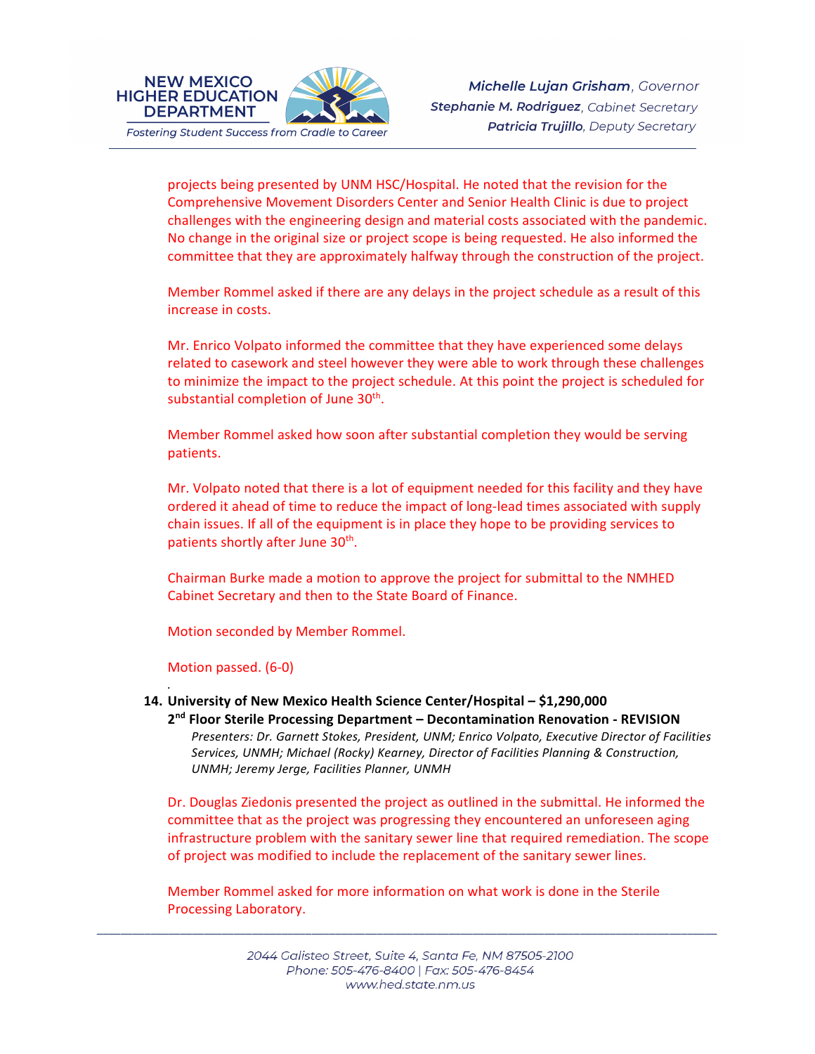projects being presented by UNM HSC/Hospital. He noted that the revision for the Comprehensive Movement Disorders Center and Senior Health Clinic is due to project challenges with the engineering design and material costs associated with the pandemic. No change in the original size or project scope is being requested. He also informed the committee that they are approximately halfway through the construction of the project.

Member Rommel asked if there are any delays in the project schedule as a result of this increase in costs.

Mr. Enrico Volpato informed the committee that they have experienced some delays related to casework and steel however they were able to work through these challenges to minimize the impact to the project schedule. At this point the project is scheduled for substantial completion of June 30th.

Member Rommel asked how soon after substantial completion they would be serving patients.

Mr. Volpato noted that there is a lot of equipment needed for this facility and they have ordered it ahead of time to reduce the impact of long-lead times associated with supply chain issues. If all of the equipment is in place they hope to be providing services to patients shortly after June 30th.

Chairman Burke made a motion to approve the project for submittal to the NMHED Cabinet Secretary and then to the State Board of Finance.

Motion seconded by Member Rommel.

Motion passed. (6-0)

14. **University of New Mexico Health Science Center/Hospital – $1,290,000**
    **2nd Floor Sterile Processing Department – Decontamination Renovation - REVISION**
    *Presenters: Dr. Garnett Stokes, President, UNM; Enrico Volpato, Executive Director of Facilities Services, UNMH; Michael (Rocky) Kearney, Director of Facilities Planning & Construction, UNMH; Jeremy Jerge, Facilities Planner, UNMH*

Dr. Douglas Ziedonis presented the project as outlined in the submittal. He informed the committee that as the project was progressing they encountered an unforeseen aging infrastructure problem with the sanitary sewer line that required remediation. The scope of project was modified to include the replacement of the sanitary sewer lines.

Member Rommel asked for more information on what work is done in the Sterile Processing Laboratory.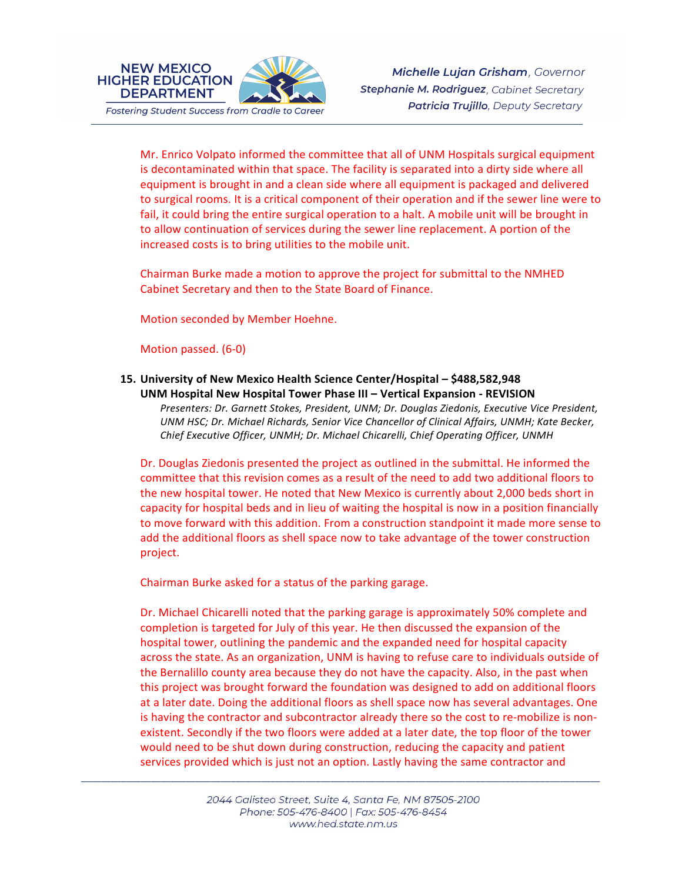Mr. Enrico Volpato informed the committee that all of UNM Hospitals surgical equipment is decontaminated within that space. The facility is separated into a dirty side where all equipment is brought in and a clean side where all equipment is packaged and delivered to surgical rooms. It is a critical component of their operation and if the sewer line were to fail, it could bring the entire surgical operation to a halt. A mobile unit will be brought in to allow continuation of services during the sewer line replacement. A portion of the increased costs is to bring utilities to the mobile unit.

Chairman Burke made a motion to approve the project for submittal to the NMHED Cabinet Secretary and then to the State Board of Finance.

Motion seconded by Member Hoehne.

Motion passed. (6-0)

**15. University of New Mexico Health Science Center/Hospital – $488,582,948**
**UNM Hospital New Hospital Tower Phase III – Vertical Expansion - REVISION**

*Presenters: Dr. Garnett Stokes, President, UNM; Dr. Douglas Ziedonis, Executive Vice President, UNM HSC; Dr. Michael Richards, Senior Vice Chancellor of Clinical Affairs, UNMH; Kate Becker, Chief Executive Officer, UNMH; Dr. Michael Chicarelli, Chief Operating Officer, UNMH*

Dr. Douglas Ziedonis presented the project as outlined in the submittal. He informed the committee that this revision comes as a result of the need to add two additional floors to the new hospital tower. He noted that New Mexico is currently about 2,000 beds short in capacity for hospital beds and in lieu of waiting the hospital is now in a position financially to move forward with this addition. From a construction standpoint it made more sense to add the additional floors as shell space now to take advantage of the tower construction project.

Chairman Burke asked for a status of the parking garage.

Dr. Michael Chicarelli noted that the parking garage is approximately 50% complete and completion is targeted for July of this year. He then discussed the expansion of the hospital tower, outlining the pandemic and the expanded need for hospital capacity across the state. As an organization, UNM is having to refuse care to individuals outside of the Bernalillo county area because they do not have the capacity. Also, in the past when this project was brought forward the foundation was designed to add on additional floors at a later date. Doing the additional floors as shell space now has several advantages. One is having the contractor and subcontractor already there so the cost to re-mobilize is non-existent. Secondly if the two floors were added at a later date, the top floor of the tower would need to be shut down during construction, reducing the capacity and patient services provided which is just not an option. Lastly having the same contractor and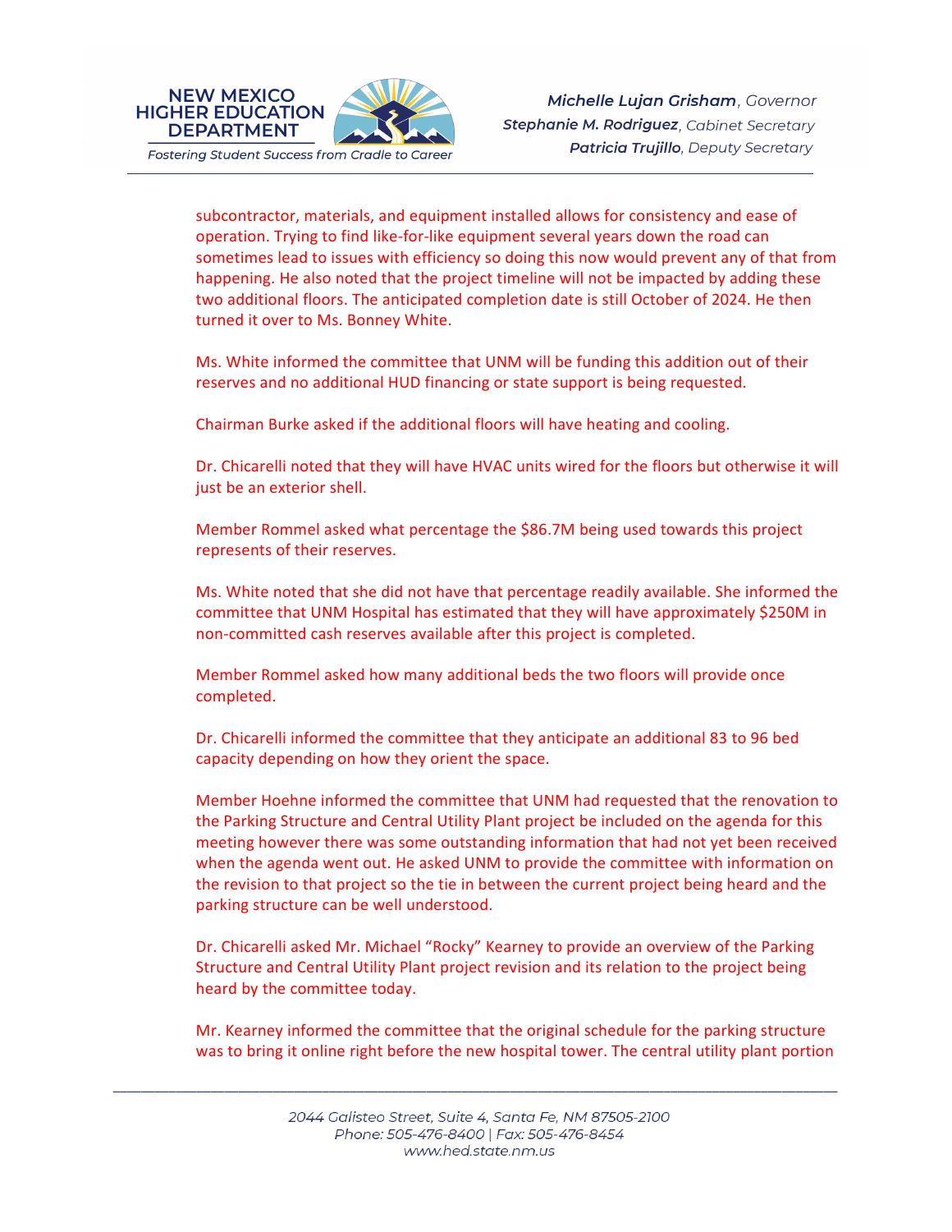subcontractor, materials, and equipment installed allows for consistency and ease of operation. Trying to find like-for-like equipment several years down the road can sometimes lead to issues with efficiency so doing this now would prevent any of that from happening. He also noted that the project timeline will not be impacted by adding these two additional floors. The anticipated completion date is still October of 2024. He then turned it over to Ms. Bonney White.

Ms. White informed the committee that UNM will be funding this addition out of their reserves and no additional HUD financing or state support is being requested.

Chairman Burke asked if the additional floors will have heating and cooling.

Dr. Chicarelli noted that they will have HVAC units wired for the floors but otherwise it will just be an exterior shell.

Member Rommel asked what percentage the $86.7M being used towards this project represents of their reserves.

Ms. White noted that she did not have that percentage readily available. She informed the committee that UNM Hospital has estimated that they will have approximately $250M in non-committed cash reserves available after this project is completed.

Member Rommel asked how many additional beds the two floors will provide once completed.

Dr. Chicarelli informed the committee that they anticipate an additional 83 to 96 bed capacity depending on how they orient the space.

Member Hoehne informed the committee that UNM had requested that the renovation to the Parking Structure and Central Utility Plant project be included on the agenda for this meeting however there was some outstanding information that had not yet been received when the agenda went out. He asked UNM to provide the committee with information on the revision to that project so the tie in between the current project being heard and the parking structure can be well understood.

Dr. Chicarelli asked Mr. Michael "Rocky" Kearney to provide an overview of the Parking Structure and Central Utility Plant project revision and its relation to the project being heard by the committee today.

Mr. Kearney informed the committee that the original schedule for the parking structure was to bring it online right before the new hospital tower. The central utility plant portion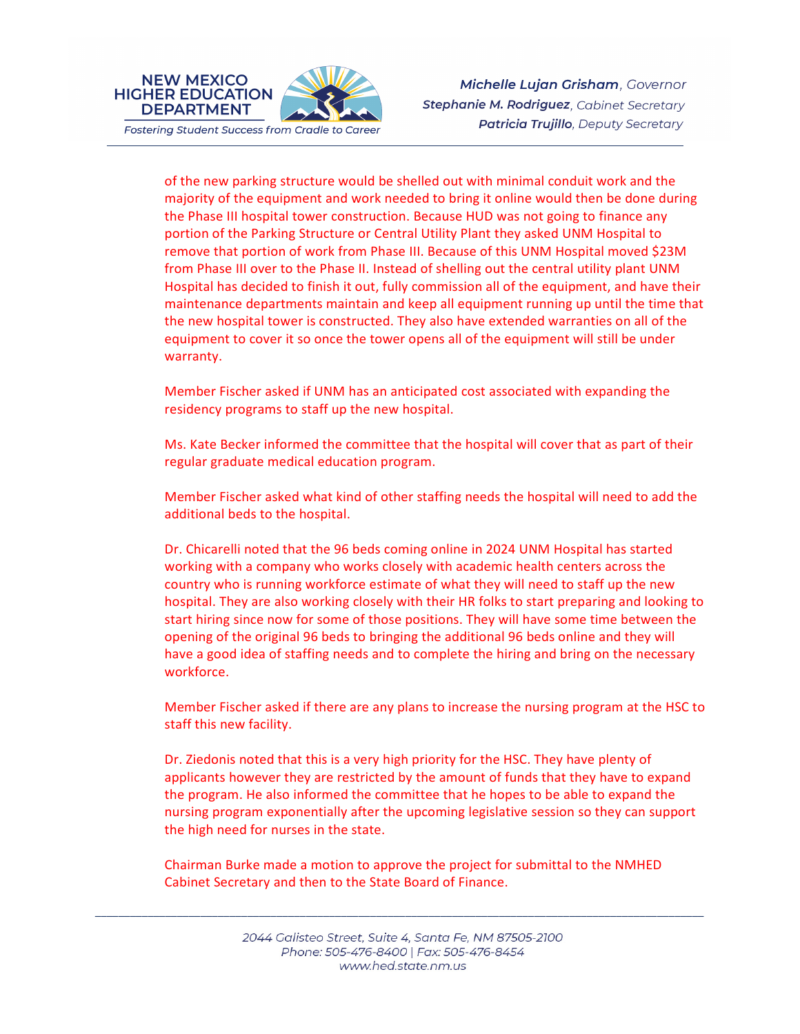of the new parking structure would be shelled out with minimal conduit work and the majority of the equipment and work needed to bring it online would then be done during the Phase III hospital tower construction. Because HUD was not going to finance any portion of the Parking Structure or Central Utility Plant they asked UNM Hospital to remove that portion of work from Phase III. Because of this UNM Hospital moved $23M from Phase III over to the Phase II. Instead of shelling out the central utility plant UNM Hospital has decided to finish it out, fully commission all of the equipment, and have their maintenance departments maintain and keep all equipment running up until the time that the new hospital tower is constructed. They also have extended warranties on all of the equipment to cover it so once the tower opens all of the equipment will still be under warranty.

Member Fischer asked if UNM has an anticipated cost associated with expanding the residency programs to staff up the new hospital.

Ms. Kate Becker informed the committee that the hospital will cover that as part of their regular graduate medical education program.

Member Fischer asked what kind of other staffing needs the hospital will need to add the additional beds to the hospital.

Dr. Chicarelli noted that the 96 beds coming online in 2024 UNM Hospital has started working with a company who works closely with academic health centers across the country who is running workforce estimate of what they will need to staff up the new hospital. They are also working closely with their HR folks to start preparing and looking to start hiring since now for some of those positions. They will have some time between the opening of the original 96 beds to bringing the additional 96 beds online and they will have a good idea of staffing needs and to complete the hiring and bring on the necessary workforce.

Member Fischer asked if there are any plans to increase the nursing program at the HSC to staff this new facility.

Dr. Ziedonis noted that this is a very high priority for the HSC. They have plenty of applicants however they are restricted by the amount of funds that they have to expand the program. He also informed the committee that he hopes to be able to expand the nursing program exponentially after the upcoming legislative session so they can support the high need for nurses in the state.

Chairman Burke made a motion to approve the project for submittal to the NMHED Cabinet Secretary and then to the State Board of Finance.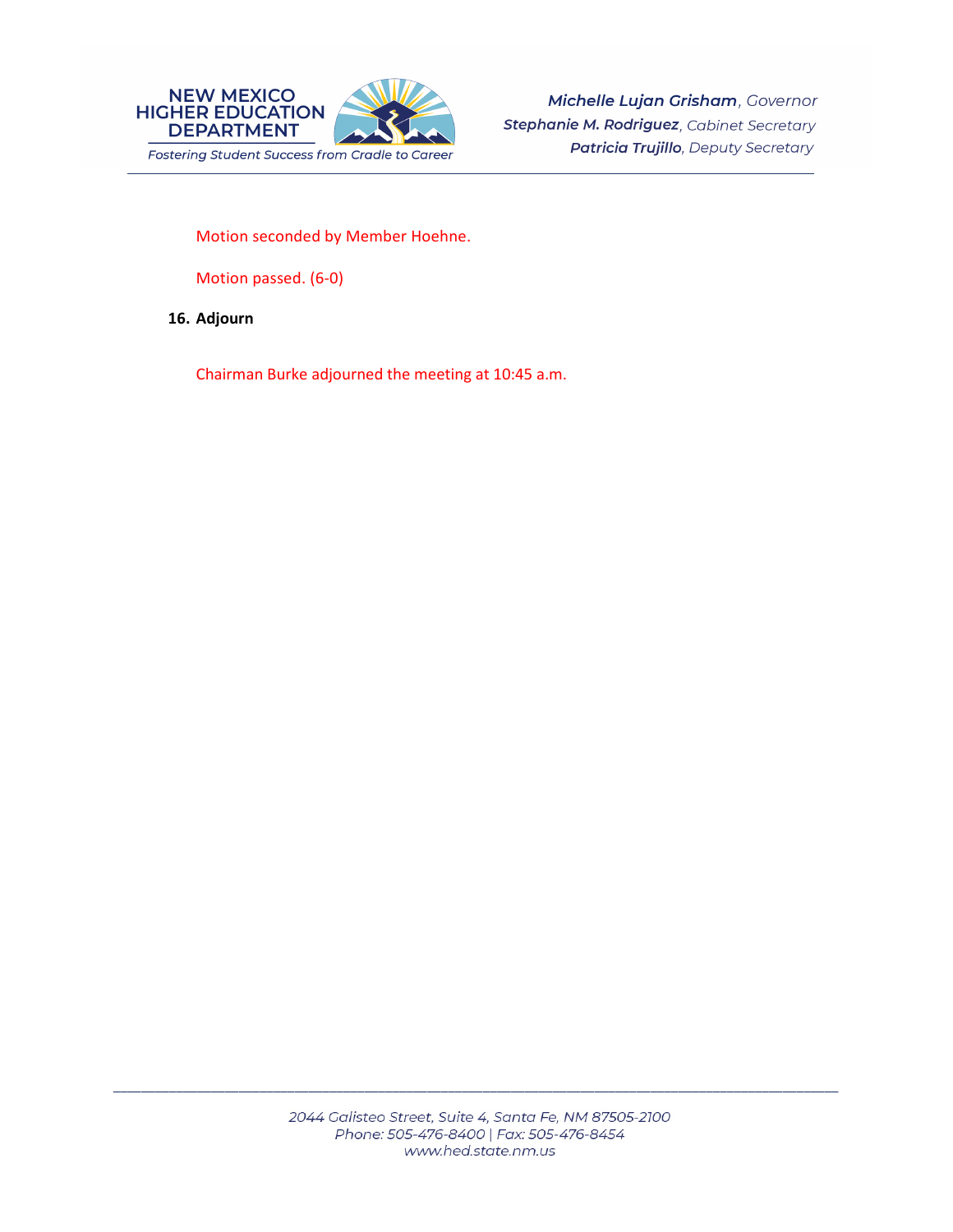Motion seconded by Member Hoehne.

Motion passed. (6-0)

**16. Adjourn**

Chairman Burke adjourned the meeting at 10:45 a.m.